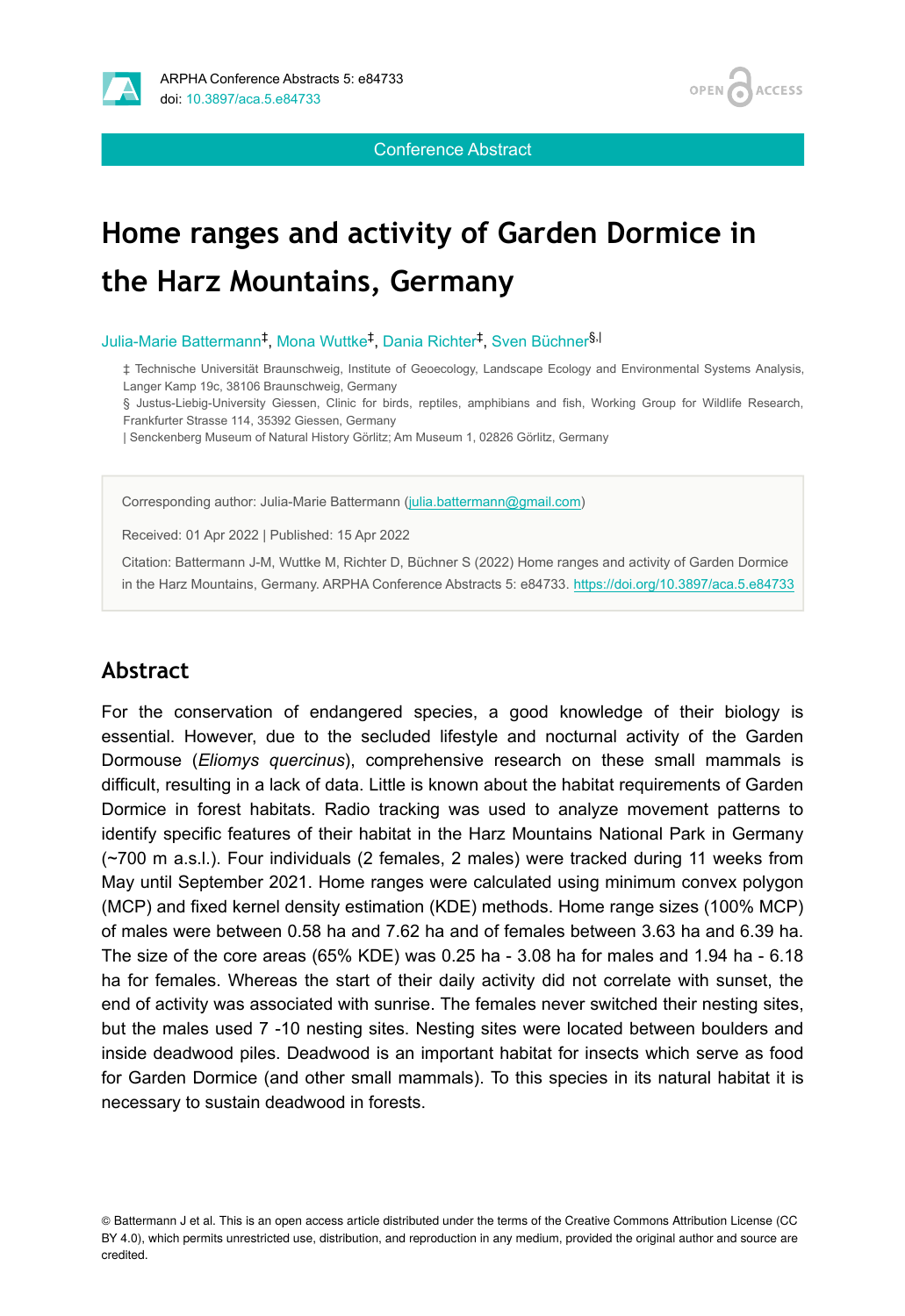ARPHA Conference Abstracts 5: e84733
doi: 10.3897/aca.5.e84733

Conference Abstract

# Home ranges and activity of Garden Dormice in the Harz Mountains, Germany

Julia-Marie Battermann[‡], Mona Wuttke[‡], Dania Richter[‡], Sven Büchner[§,|]

‡ Technische Universität Braunschweig, Institute of Geoecology, Landscape Ecology and Environmental Systems Analysis, Langer Kamp 19c, 38106 Braunschweig, Germany
§ Justus-Liebig-University Giessen, Clinic for birds, reptiles, amphibians and fish, Working Group for Wildlife Research, Frankfurter Strasse 114, 35392 Giessen, Germany
| Senckenberg Museum of Natural History Görlitz; Am Museum 1, 02826 Görlitz, Germany

Corresponding author: Julia-Marie Battermann (julia.battermann@gmail.com)

Received: 01 Apr 2022 | Published: 15 Apr 2022

Citation: Battermann J-M, Wuttke M, Richter D, Büchner S (2022) Home ranges and activity of Garden Dormice in the Harz Mountains, Germany. ARPHA Conference Abstracts 5: e84733. https://doi.org/10.3897/aca.5.e84733

## Abstract

For the conservation of endangered species, a good knowledge of their biology is essential. However, due to the secluded lifestyle and nocturnal activity of the Garden Dormouse (*Eliomys quercinus*), comprehensive research on these small mammals is difficult, resulting in a lack of data. Little is known about the habitat requirements of Garden Dormice in forest habitats. Radio tracking was used to analyze movement patterns to identify specific features of their habitat in the Harz Mountains National Park in Germany (~700 m a.s.l.). Four individuals (2 females, 2 males) were tracked during 11 weeks from May until September 2021. Home ranges were calculated using minimum convex polygon (MCP) and fixed kernel density estimation (KDE) methods. Home range sizes (100% MCP) of males were between 0.58 ha and 7.62 ha and of females between 3.63 ha and 6.39 ha. The size of the core areas (65% KDE) was 0.25 ha - 3.08 ha for males and 1.94 ha - 6.18 ha for females. Whereas the start of their daily activity did not correlate with sunset, the end of activity was associated with sunrise. The females never switched their nesting sites, but the males used 7 -10 nesting sites. Nesting sites were located between boulders and inside deadwood piles. Deadwood is an important habitat for insects which serve as food for Garden Dormice (and other small mammals). To this species in its natural habitat it is necessary to sustain deadwood in forests.

© Battermann J et al. This is an open access article distributed under the terms of the Creative Commons Attribution License (CC BY 4.0), which permits unrestricted use, distribution, and reproduction in any medium, provided the original author and source are credited.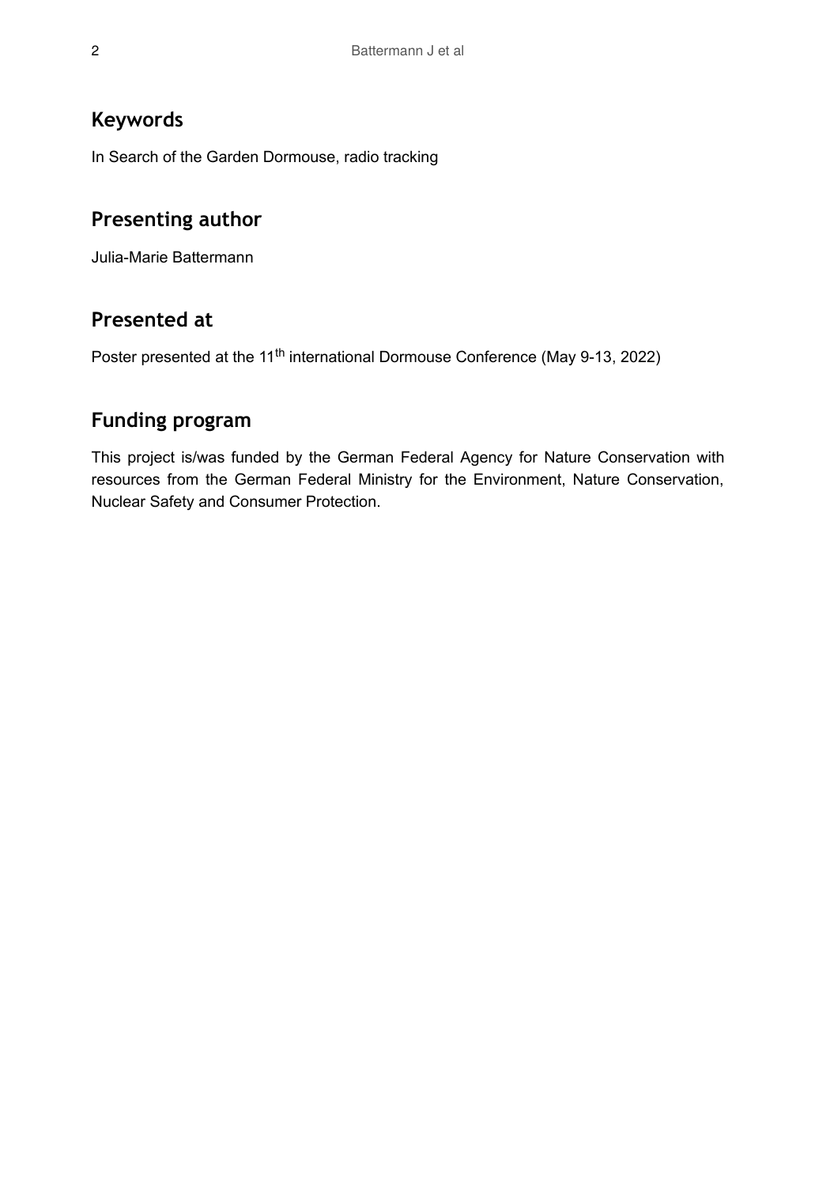## Keywords

In Search of the Garden Dormouse, radio tracking

## Presenting author

Julia-Marie Battermann

## Presented at

Poster presented at the 11th international Dormouse Conference (May 9-13, 2022)

## Funding program

This project is/was funded by the German Federal Agency for Nature Conservation with resources from the German Federal Ministry for the Environment, Nature Conservation, Nuclear Safety and Consumer Protection.